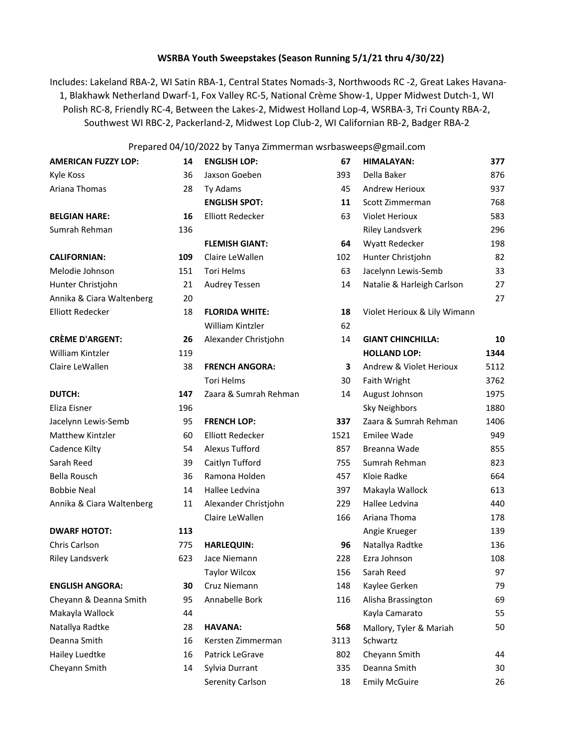## WSRBA Youth Sweepstakes (Season Running 5/1/21 thru 4/30/22)

Includes: Lakeland RBA-2, WI Satin RBA-1, Central States Nomads-3, Northwoods RC -2, Great Lakes Havana-1, Blakhawk Netherland Dwarf-1, Fox Valley RC-5, National Crème Show-1, Upper Midwest Dutch-1, WI Polish RC-8, Friendly RC-4, Between the Lakes-2, Midwest Holland Lop-4, WSRBA-3, Tri County RBA-2, Southwest WI RBC-2, Packerland-2, Midwest Lop Club-2, WI Californian RB-2, Badger RBA-2

Prepared 04/10/2022 by Tanya Zimmerman wsrbasweeps@gmail.com

| | |
|---|---|
| **AMERICAN FUZZY LOP:** | **14** |
| Kyle Koss | 36 |
| Ariana Thomas | 28 |
| | |
| **BELGIAN HARE:** | **16** |
| Sumrah Rehman | 136 |
| | |
| **CALIFORNIAN:** | **109** |
| Melodie Johnson | 151 |
| Hunter Christjohn | 21 |
| Annika & Ciara Waltenberg | 20 |
| Elliott Redecker | 18 |
| | |
| **CRÈME D'ARGENT:** | **26** |
| William Kintzler | 119 |
| Claire LeWallen | 38 |
| | |
| **DUTCH:** | **147** |
| Eliza Eisner | 196 |
| Jacelynn Lewis-Semb | 95 |
| Matthew Kintzler | 60 |
| Cadence Kilty | 54 |
| Sarah Reed | 39 |
| Bella Rousch | 36 |
| Bobbie Neal | 14 |
| Annika & Ciara Waltenberg | 11 |
| | |
| **DWARF HOTOT:** | **113** |
| Chris Carlson | 775 |
| Riley Landsverk | 623 |
| | |
| **ENGLISH ANGORA:** | **30** |
| Cheyann & Deanna Smith | 95 |
| Makayla Wallock | 44 |
| Natallya Radtke | 28 |
| Deanna Smith | 16 |
| Hailey Luedtke | 16 |
| Cheyann Smith | 14 |
| | |
| **ENGLISH LOP:** | **67** |
| Jaxson Goeben | 393 |
| Ty Adams | 45 |
| **ENGLISH SPOT:** | **11** |
| Elliott Redecker | 63 |
| | |
| **FLEMISH GIANT:** | **64** |
| Claire LeWallen | 102 |
| Tori Helms | 63 |
| Audrey Tessen | 14 |
| | |
| **FLORIDA WHITE:** | **18** |
| William Kintzler | 62 |
| Alexander Christjohn | 14 |
| | |
| **FRENCH ANGORA:** | **3** |
| Tori Helms | 30 |
| Zaara & Sumrah Rehman | 14 |
| | |
| **FRENCH LOP:** | **337** |
| Elliott Redecker | 1521 |
| Alexus Tufford | 857 |
| Caitlyn Tufford | 755 |
| Ramona Holden | 457 |
| Hallee Ledvina | 397 |
| Alexander Christjohn | 229 |
| Claire LeWallen | 166 |
| | |
| **HARLEQUIN:** | **96** |
| Jace Niemann | 228 |
| Taylor Wilcox | 156 |
| Cruz Niemann | 148 |
| Annabelle Bork | 116 |
| | |
| **HAVANA:** | **568** |
| Kersten Zimmerman | 3113 |
| Patrick LeGrave | 802 |
| Sylvia Durrant | 335 |
| Serenity Carlson | 18 |
| | |
| **HIMALAYAN:** | **377** |
| Della Baker | 876 |
| Andrew Herioux | 937 |
| Scott Zimmerman | 768 |
| Violet Herioux | 583 |
| Riley Landsverk | 296 |
| Wyatt Redecker | 198 |
| Hunter Christjohn | 82 |
| Jacelynn Lewis-Semb | 33 |
| Natalie & Harleigh Carlson | 27 |
| Violet Herioux & Lily Wimann | 27 |
| | |
| **GIANT CHINCHILLA:** | **10** |
| **HOLLAND LOP:** | **1344** |
| Andrew & Violet Herioux | 5112 |
| Faith Wright | 3762 |
| August Johnson | 1975 |
| Sky Neighbors | 1880 |
| Zaara & Sumrah Rehman | 1406 |
| Emilee Wade | 949 |
| Breanna Wade | 855 |
| Sumrah Rehman | 823 |
| Kloie Radke | 664 |
| Makayla Wallock | 613 |
| Hallee Ledvina | 440 |
| Ariana Thoma | 178 |
| Angie Krueger | 139 |
| Natallya Radtke | 136 |
| Ezra Johnson | 108 |
| Sarah Reed | 97 |
| Kaylee Gerken | 79 |
| Alisha Brassington | 69 |
| Kayla Camarato | 55 |
| Mallory, Tyler & Mariah Schwartz | 50 |
| Cheyann Smith | 44 |
| Deanna Smith | 30 |
| Emily McGuire | 26 |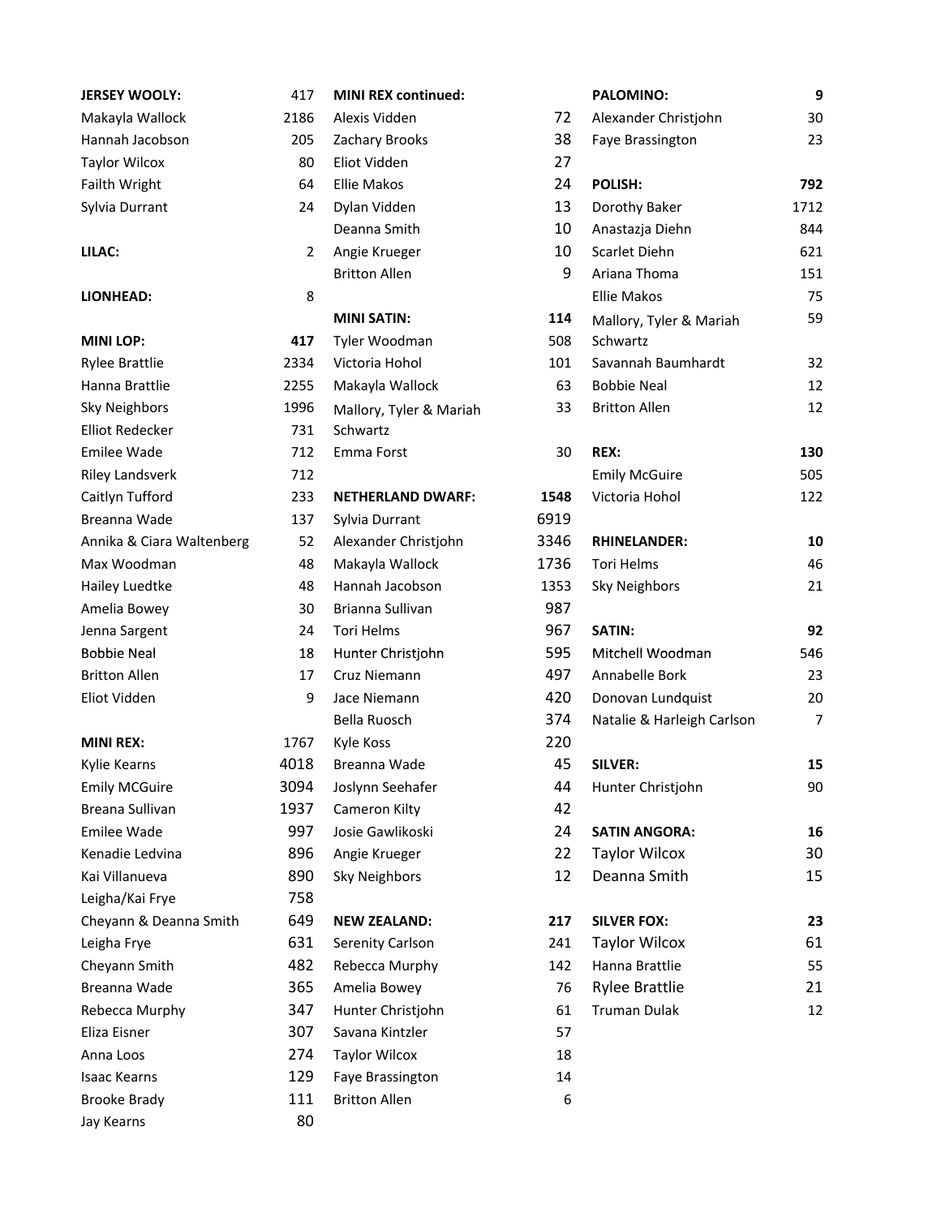| JERSEY WOOLY: | 417 |
| --- | --- |
| Makayla Wallock | 2186 |
| Hannah Jacobson | 205 |
| Taylor Wilcox | 80 |
| Failth Wright | 64 |
| Sylvia Durrant | 24 |

| LILAC: | 2 |
| --- | --- |

| LIONHEAD: | 8 |
| --- | --- |

| MINI LOP: | 417 |
| --- | --- |
| Rylee Brattlie | 2334 |
| Hanna Brattlie | 2255 |
| Sky Neighbors | 1996 |
| Elliot Redecker | 731 |
| Emilee Wade | 712 |
| Riley Landsverk | 712 |
| Caitlyn Tufford | 233 |
| Breanna Wade | 137 |
| Annika & Ciara Waltenberg | 52 |
| Max Woodman | 48 |
| Hailey Luedtke | 48 |
| Amelia Bowey | 30 |
| Jenna Sargent | 24 |
| Bobbie Neal | 18 |
| Britton Allen | 17 |
| Eliot Vidden | 9 |

| MINI REX: | 1767 |
| --- | --- |
| Kylie Kearns | 4018 |
| Emily MCGuire | 3094 |
| Breana Sullivan | 1937 |
| Emilee Wade | 997 |
| Kenadie Ledvina | 896 |
| Kai Villanueva | 890 |
| Leigha/Kai Frye | 758 |
| Cheyann & Deanna Smith | 649 |
| Leigha Frye | 631 |
| Cheyann Smith | 482 |
| Breanna Wade | 365 |
| Rebecca Murphy | 347 |
| Eliza Eisner | 307 |
| Anna Loos | 274 |
| Isaac Kearns | 129 |
| Brooke Brady | 111 |
| Jay Kearns | 80 |

| MINI REX continued: | |
| --- | --- |
| Alexis Vidden | 72 |
| Zachary Brooks | 38 |
| Eliot Vidden | 27 |
| Ellie Makos | 24 |
| Dylan Vidden | 13 |
| Deanna Smith | 10 |
| Angie Krueger | 10 |
| Britton Allen | 9 |

| MINI SATIN: | 114 |
| --- | --- |
| Tyler Woodman | 508 |
| Victoria Hohol | 101 |
| Makayla Wallock | 63 |
| Mallory, Tyler & Mariah Schwartz | 33 |
| Emma Forst | 30 |

| NETHERLAND DWARF: | 1548 |
| --- | --- |
| Sylvia Durrant | 6919 |
| Alexander Christjohn | 3346 |
| Makayla Wallock | 1736 |
| Hannah Jacobson | 1353 |
| Brianna Sullivan | 987 |
| Tori Helms | 967 |
| Hunter Christjohn | 595 |
| Cruz Niemann | 497 |
| Jace Niemann | 420 |
| Bella Ruosch | 374 |
| Kyle Koss | 220 |
| Breanna Wade | 45 |
| Joslynn Seehafer | 44 |
| Cameron Kilty | 42 |
| Josie Gawlikoski | 24 |
| Angie Krueger | 22 |
| Sky Neighbors | 12 |

| NEW ZEALAND: | 217 |
| --- | --- |
| Serenity Carlson | 241 |
| Rebecca Murphy | 142 |
| Amelia Bowey | 76 |
| Hunter Christjohn | 61 |
| Savana Kintzler | 57 |
| Taylor Wilcox | 18 |
| Faye Brassington | 14 |
| Britton Allen | 6 |

| PALOMINO: | 9 |
| --- | --- |
| Alexander Christjohn | 30 |
| Faye Brassington | 23 |

| POLISH: | 792 |
| --- | --- |
| Dorothy Baker | 1712 |
| Anastazja Diehn | 844 |
| Scarlet Diehn | 621 |
| Ariana Thoma | 151 |
| Ellie Makos | 75 |
| Mallory, Tyler & Mariah Schwartz | 59 |
| Savannah Baumhardt | 32 |
| Bobbie Neal | 12 |
| Britton Allen | 12 |

| REX: | 130 |
| --- | --- |
| Emily McGuire | 505 |
| Victoria Hohol | 122 |

| RHINELANDER: | 10 |
| --- | --- |
| Tori Helms | 46 |
| Sky Neighbors | 21 |

| SATIN: | 92 |
| --- | --- |
| Mitchell Woodman | 546 |
| Annabelle Bork | 23 |
| Donovan Lundquist | 20 |
| Natalie & Harleigh Carlson | 7 |

| SILVER: | 15 |
| --- | --- |
| Hunter Christjohn | 90 |

| SATIN ANGORA: | 16 |
| --- | --- |
| Taylor Wilcox | 30 |
| Deanna Smith | 15 |

| SILVER FOX: | 23 |
| --- | --- |
| Taylor Wilcox | 61 |
| Hanna Brattlie | 55 |
| Rylee Brattlie | 21 |
| Truman Dulak | 12 |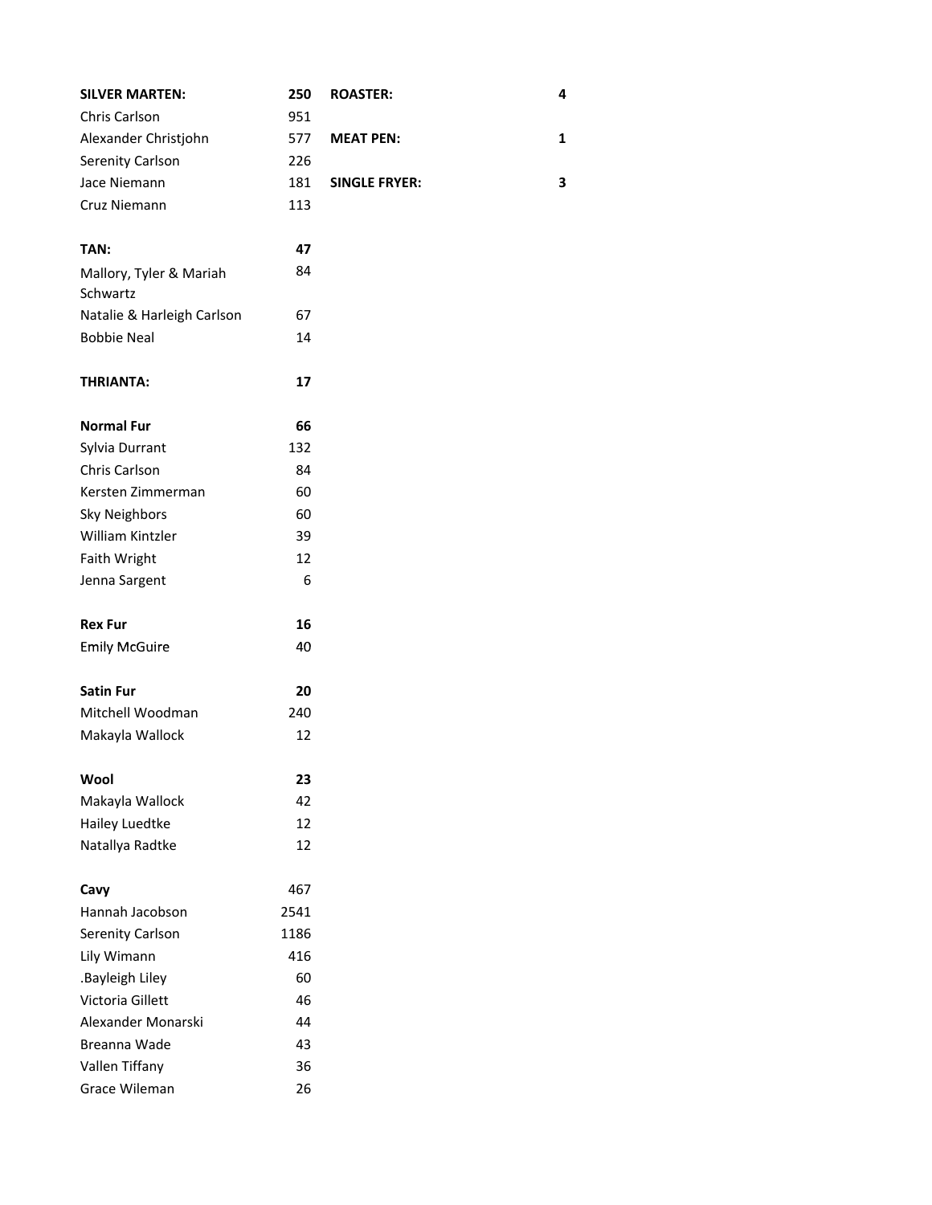| | |
|---|---|
| **SILVER MARTEN:** | **250** |
| Chris Carlson | 951 |
| Alexander Christjohn | 577 |
| Serenity Carlson | 226 |
| Jace Niemann | 181 |
| Cruz Niemann | 113 |
| | |
| **TAN:** | **47** |
| Mallory, Tyler & Mariah Schwartz | 84 |
| Natalie & Harleigh Carlson | 67 |
| Bobbie Neal | 14 |
| | |
| **THRIANTA:** | **17** |
| | |
| **Normal Fur** | **66** |
| Sylvia Durrant | 132 |
| Chris Carlson | 84 |
| Kersten Zimmerman | 60 |
| Sky Neighbors | 60 |
| William Kintzler | 39 |
| Faith Wright | 12 |
| Jenna Sargent | 6 |
| | |
| **Rex Fur** | **16** |
| Emily McGuire | 40 |
| | |
| **Satin Fur** | **20** |
| Mitchell Woodman | 240 |
| Makayla Wallock | 12 |
| | |
| **Wool** | **23** |
| Makayla Wallock | 42 |
| Hailey Luedtke | 12 |
| Natallya Radtke | 12 |
| | |
| **Cavy** | 467 |
| Hannah Jacobson | 2541 |
| Serenity Carlson | 1186 |
| Lily Wimann | 416 |
| .Bayleigh Liley | 60 |
| Victoria Gillett | 46 |
| Alexander Monarski | 44 |
| Breanna Wade | 43 |
| Vallen Tiffany | 36 |
| Grace Wileman | 26 |

| | |
|---|---|
| **ROASTER:** | **4** |
| **MEAT PEN:** | **1** |
| **SINGLE FRYER:** | **3** |